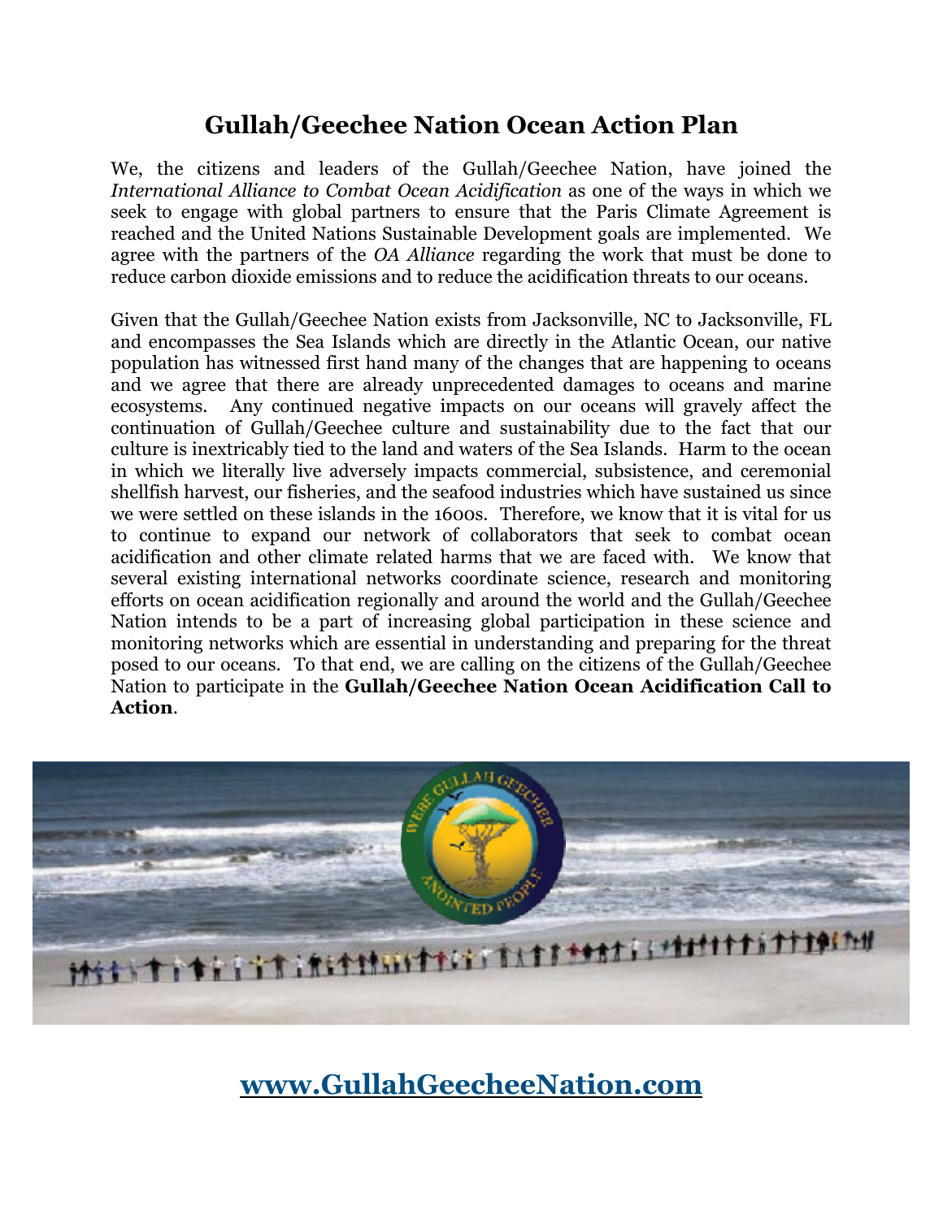# Gullah/Geechee Nation Ocean Action Plan

We, the citizens and leaders of the Gullah/Geechee Nation, have joined the *International Alliance to Combat Ocean Acidification* as one of the ways in which we seek to engage with global partners to ensure that the Paris Climate Agreement is reached and the United Nations Sustainable Development goals are implemented. We agree with the partners of the *OA Alliance* regarding the work that must be done to reduce carbon dioxide emissions and to reduce the acidification threats to our oceans.

Given that the Gullah/Geechee Nation exists from Jacksonville, NC to Jacksonville, FL and encompasses the Sea Islands which are directly in the Atlantic Ocean, our native population has witnessed first hand many of the changes that are happening to oceans and we agree that there are already unprecedented damages to oceans and marine ecosystems. Any continued negative impacts on our oceans will gravely affect the continuation of Gullah/Geechee culture and sustainability due to the fact that our culture is inextricably tied to the land and waters of the Sea Islands. Harm to the ocean in which we literally live adversely impacts commercial, subsistence, and ceremonial shellfish harvest, our fisheries, and the seafood industries which have sustained us since we were settled on these islands in the 1600s. Therefore, we know that it is vital for us to continue to expand our network of collaborators that seek to combat ocean acidification and other climate related harms that we are faced with. We know that several existing international networks coordinate science, research and monitoring efforts on ocean acidification regionally and around the world and the Gullah/Geechee Nation intends to be a part of increasing global participation in these science and monitoring networks which are essential in understanding and preparing for the threat posed to our oceans. To that end, we are calling on the citizens of the Gullah/Geechee Nation to participate in the **Gullah/Geechee Nation Ocean Acidification Call to Action**.

## [www.GullahGeecheeNation.com](http://www.GullahGeecheeNation.com)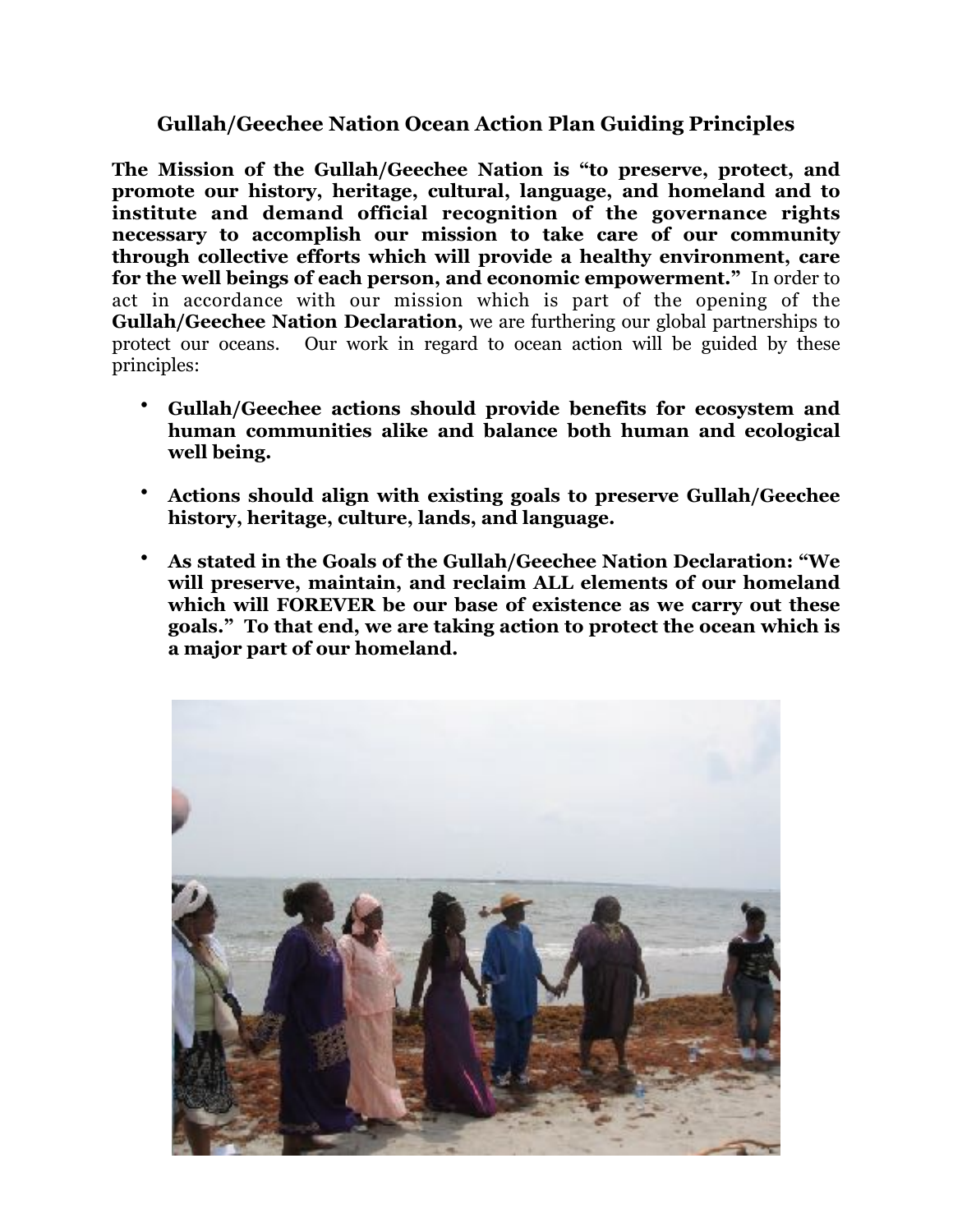# Gullah/Geechee Nation Ocean Action Plan Guiding Principles

**The Mission of the Gullah/Geechee Nation is "to preserve, protect, and promote our history, heritage, cultural, language, and homeland and to institute and demand official recognition of the governance rights necessary to accomplish our mission to take care of our community through collective efforts which will provide a healthy environment, care for the well beings of each person, and economic empowerment."** In order to act in accordance with our mission which is part of the opening of the **Gullah/Geechee Nation Declaration,** we are furthering our global partnerships to protect our oceans. Our work in regard to ocean action will be guided by these principles:

- **Gullah/Geechee actions should provide benefits for ecosystem and human communities alike and balance both human and ecological well being.**
- **Actions should align with existing goals to preserve Gullah/Geechee history, heritage, culture, lands, and language.**
- **As stated in the Goals of the Gullah/Geechee Nation Declaration: "We will preserve, maintain, and reclaim ALL elements of our homeland which will FOREVER be our base of existence as we carry out these goals." To that end, we are taking action to protect the ocean which is a major part of our homeland.**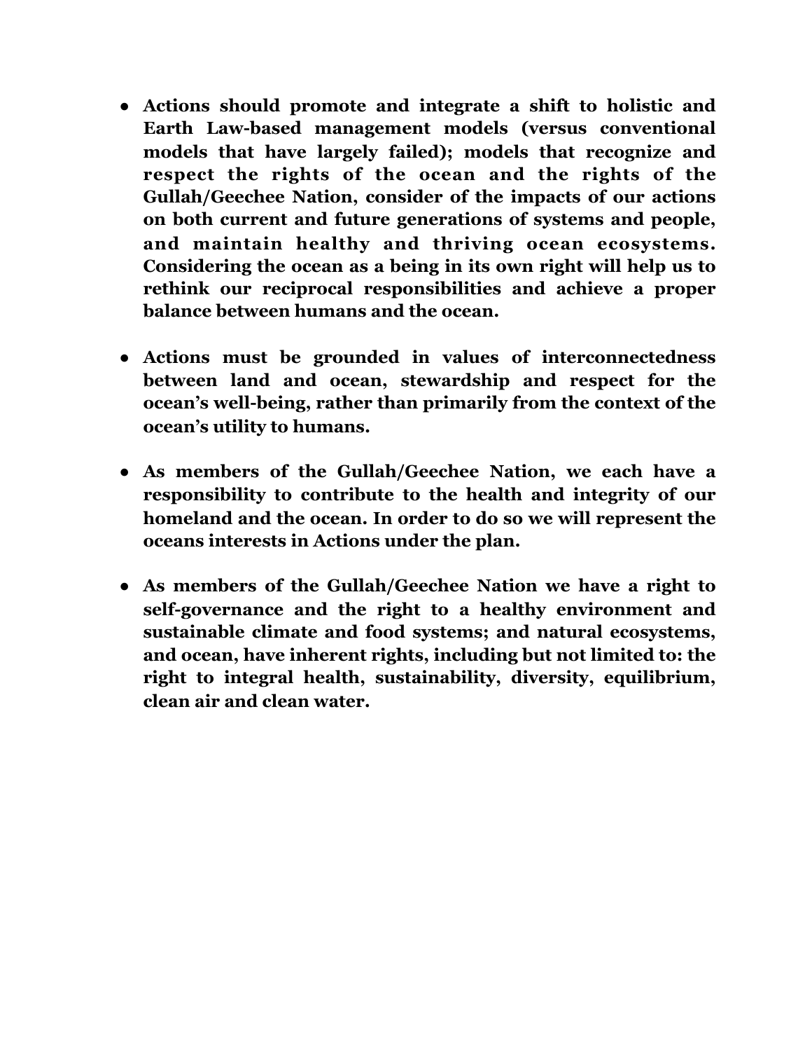- **Actions should promote and integrate a shift to holistic and Earth Law-based management models (versus conventional models that have largely failed); models that recognize and respect the rights of the ocean and the rights of the Gullah/Geechee Nation, consider of the impacts of our actions on both current and future generations of systems and people, and maintain healthy and thriving ocean ecosystems. Considering the ocean as a being in its own right will help us to rethink our reciprocal responsibilities and achieve a proper balance between humans and the ocean.**

- **Actions must be grounded in values of interconnectedness between land and ocean, stewardship and respect for the ocean's well-being, rather than primarily from the context of the ocean's utility to humans.**

- **As members of the Gullah/Geechee Nation, we each have a responsibility to contribute to the health and integrity of our homeland and the ocean. In order to do so we will represent the oceans interests in Actions under the plan.**

- **As members of the Gullah/Geechee Nation we have a right to self-governance and the right to a healthy environment and sustainable climate and food systems; and natural ecosystems, and ocean, have inherent rights, including but not limited to: the right to integral health, sustainability, diversity, equilibrium, clean air and clean water.**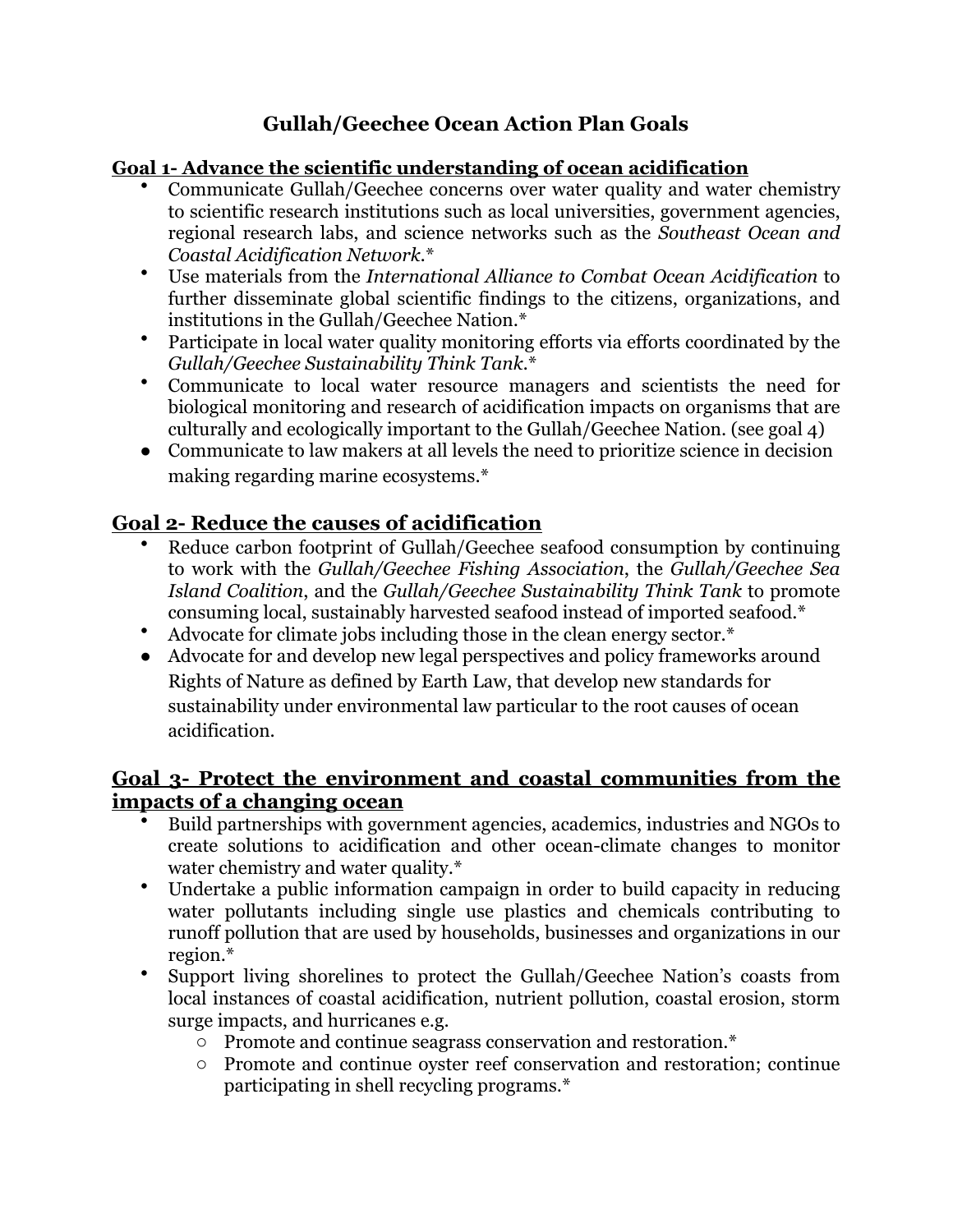# Gullah/Geechee Ocean Action Plan Goals

## Goal 1- Advance the scientific understanding of ocean acidification

- Communicate Gullah/Geechee concerns over water quality and water chemistry to scientific research institutions such as local universities, government agencies, regional research labs, and science networks such as the *Southeast Ocean and Coastal Acidification Network*.*
- Use materials from the *International Alliance to Combat Ocean Acidification* to further disseminate global scientific findings to the citizens, organizations, and institutions in the Gullah/Geechee Nation.*
- Participate in local water quality monitoring efforts via efforts coordinated by the *Gullah/Geechee Sustainability Think Tank*.*
- Communicate to local water resource managers and scientists the need for biological monitoring and research of acidification impacts on organisms that are culturally and ecologically important to the Gullah/Geechee Nation. (see goal 4)
- Communicate to law makers at all levels the need to prioritize science in decision making regarding marine ecosystems.*

## Goal 2- Reduce the causes of acidification

- Reduce carbon footprint of Gullah/Geechee seafood consumption by continuing to work with the *Gullah/Geechee Fishing Association*, the *Gullah/Geechee Sea Island Coalition*, and the *Gullah/Geechee Sustainability Think Tank* to promote consuming local, sustainably harvested seafood instead of imported seafood.*
- Advocate for climate jobs including those in the clean energy sector.*
- Advocate for and develop new legal perspectives and policy frameworks around Rights of Nature as defined by Earth Law, that develop new standards for sustainability under environmental law particular to the root causes of ocean acidification.

## Goal 3- Protect the environment and coastal communities from the impacts of a changing ocean

- Build partnerships with government agencies, academics, industries and NGOs to create solutions to acidification and other ocean-climate changes to monitor water chemistry and water quality.*
- Undertake a public information campaign in order to build capacity in reducing water pollutants including single use plastics and chemicals contributing to runoff pollution that are used by households, businesses and organizations in our region.*
- Support living shorelines to protect the Gullah/Geechee Nation's coasts from local instances of coastal acidification, nutrient pollution, coastal erosion, storm surge impacts, and hurricanes e.g.
    - Promote and continue seagrass conservation and restoration.*
    - Promote and continue oyster reef conservation and restoration; continue participating in shell recycling programs.*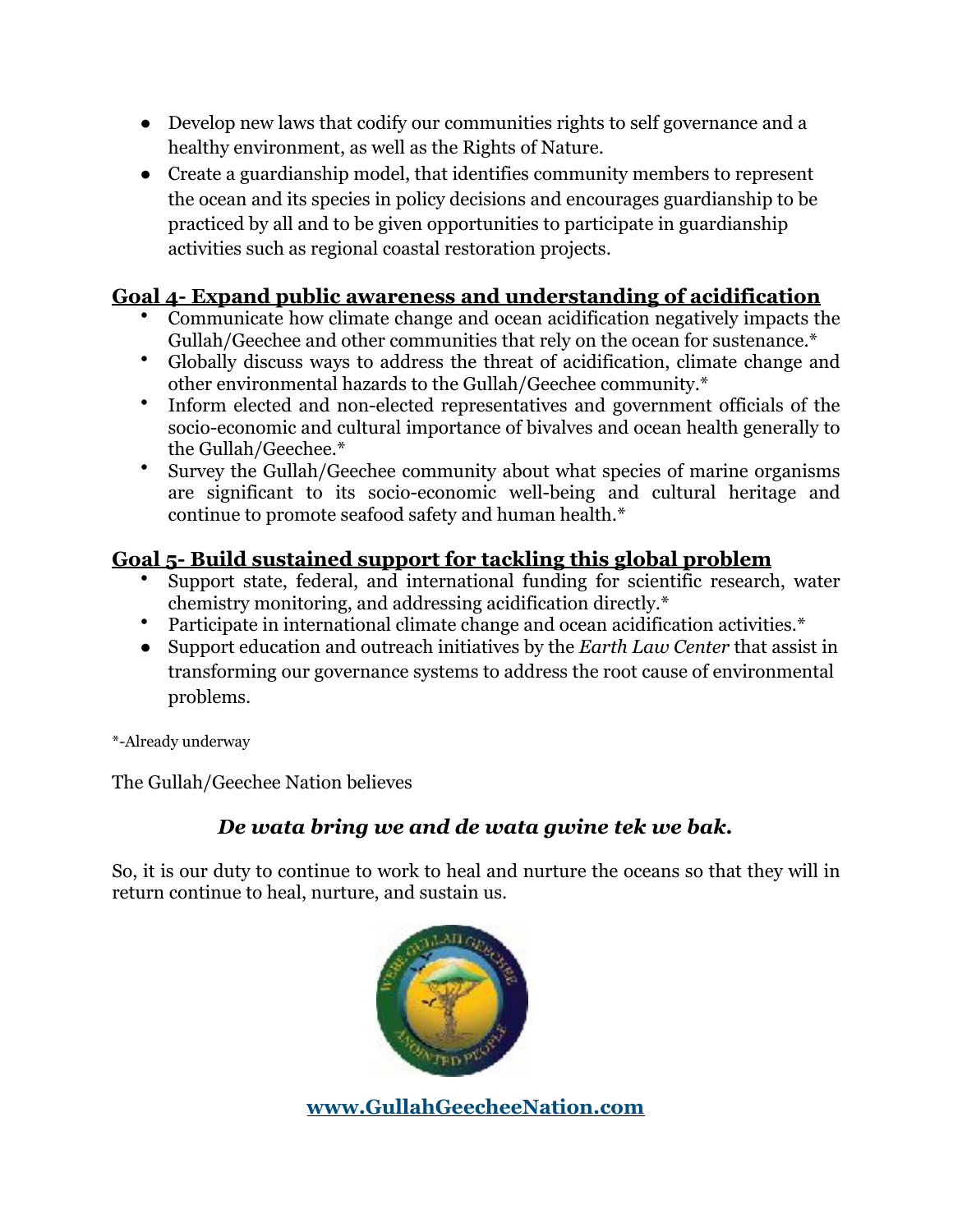- Develop new laws that codify our communities rights to self governance and a healthy environment, as well as the Rights of Nature.
- Create a guardianship model, that identifies community members to represent the ocean and its species in policy decisions and encourages guardianship to be practiced by all and to be given opportunities to participate in guardianship activities such as regional coastal restoration projects.

## Goal 4- Expand public awareness and understanding of acidification

- Communicate how climate change and ocean acidification negatively impacts the Gullah/Geechee and other communities that rely on the ocean for sustenance.*
- Globally discuss ways to address the threat of acidification, climate change and other environmental hazards to the Gullah/Geechee community.*
- Inform elected and non-elected representatives and government officials of the socio-economic and cultural importance of bivalves and ocean health generally to the Gullah/Geechee.*
- Survey the Gullah/Geechee community about what species of marine organisms are significant to its socio-economic well-being and cultural heritage and continue to promote seafood safety and human health.*

## Goal 5- Build sustained support for tackling this global problem

- Support state, federal, and international funding for scientific research, water chemistry monitoring, and addressing acidification directly.*
- Participate in international climate change and ocean acidification activities.*
- Support education and outreach initiatives by the *Earth Law Center* that assist in transforming our governance systems to address the root cause of environmental problems.

*-Already underway

The Gullah/Geechee Nation believes

***De wata bring we and de wata gwine tek we bak.***

So, it is our duty to continue to work to heal and nurture the oceans so that they will in return continue to heal, nurture, and sustain us.

**www.GullahGeecheeNation.com**